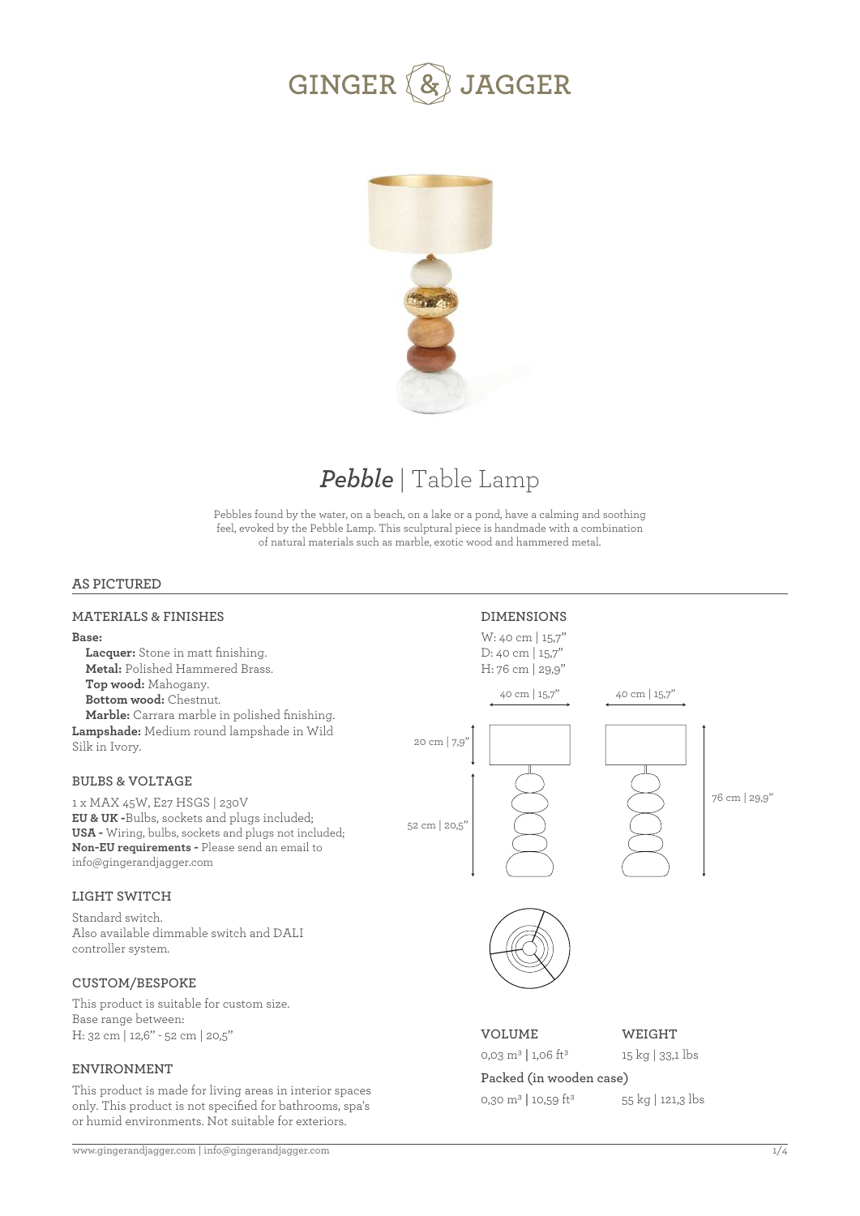# GINGER & JAGGER

## *Pebble* | Table Lamp

Pebbles found by the water, on a beach, on a lake or a pond, have a calming and soothing feel, evoked by the Pebble Lamp. This sculptural piece is handmade with a combination of natural materials such as marble, exotic wood and hammered metal.

### AS PICTURED

#### MATERIALS & FINISHES

**Base:**
- **Lacquer:** Stone in matt finishing.
- **Metal:** Polished Hammered Brass.
- **Top wood:** Mahogany.
- **Bottom wood:** Chestnut.
- **Marble:** Carrara marble in polished finishing.

**Lampshade:** Medium round lampshade in Wild Silk in Ivory.

#### BULBS & VOLTAGE

1 x MAX 45W, E27 HSGS | 230V
**EU & UK -** Bulbs, sockets and plugs included;
**USA -** Wiring, bulbs, sockets and plugs not included;
**Non-EU requirements -** Please send an email to info@gingerandjagger.com

#### LIGHT SWITCH

Standard switch.
Also available dimmable switch and DALI controller system.

#### CUSTOM/BESPOKE

This product is suitable for custom size.
Base range between:
H: 32 cm | 12,6" - 52 cm | 20,5"

#### ENVIRONMENT

This product is made for living areas in interior spaces only. This product is not specified for bathrooms, spa's or humid environments. Not suitable for exteriors.

#### DIMENSIONS

W: 40 cm | 15,7"
D: 40 cm | 15,7"
H: 76 cm | 29,9"

40 cm | 15,7" — 40 cm | 15,7" — 20 cm | 7,9" — 52 cm | 20,5" — 76 cm | 29,9"

| VOLUME | WEIGHT |
|---|---|
| 0,03 m³ \| 1,06 ft³ | 15 kg \| 33,1 lbs |

**Packed (in wooden case)**

| VOLUME | WEIGHT |
|---|---|
| 0,30 m³ \| 10,59 ft³ | 55 kg \| 121,3 lbs |

www.gingerandjagger.com | info@gingerandjagger.com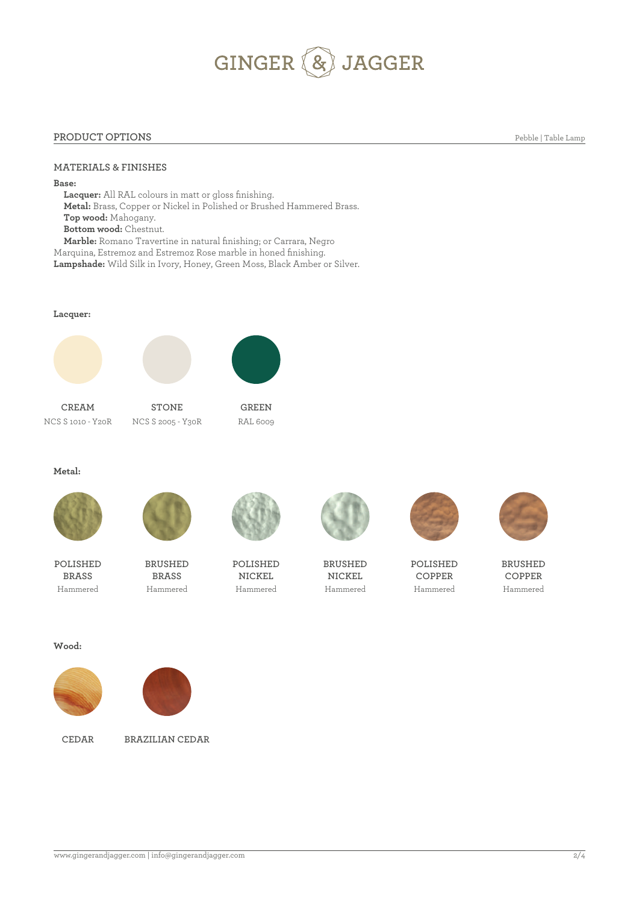# GINGER & JAGGER

## PRODUCT OPTIONS

Pebble | Table Lamp

### MATERIALS & FINISHES

**Base:**

**Lacquer:** All RAL colours in matt or gloss finishing.
**Metal:** Brass, Copper or Nickel in Polished or Brushed Hammered Brass.
**Top wood:** Mahogany.
**Bottom wood:** Chestnut.
**Marble:** Romano Travertine in natural finishing; or Carrara, Negro Marquina, Estremoz and Estremoz Rose marble in honed finishing.

**Lampshade:** Wild Silk in Ivory, Honey, Green Moss, Black Amber or Silver.

**Lacquer:**

CREAM
NCS S 1010 - Y20R

STONE
NCS S 2005 - Y30R

GREEN
RAL 6009

**Metal:**

POLISHED BRASS
Hammered

BRUSHED BRASS
Hammered

POLISHED NICKEL
Hammered

BRUSHED NICKEL
Hammered

POLISHED COPPER
Hammered

BRUSHED COPPER
Hammered

**Wood:**

CEDAR

BRAZILIAN CEDAR

www.gingerandjagger.com | info@gingerandjagger.com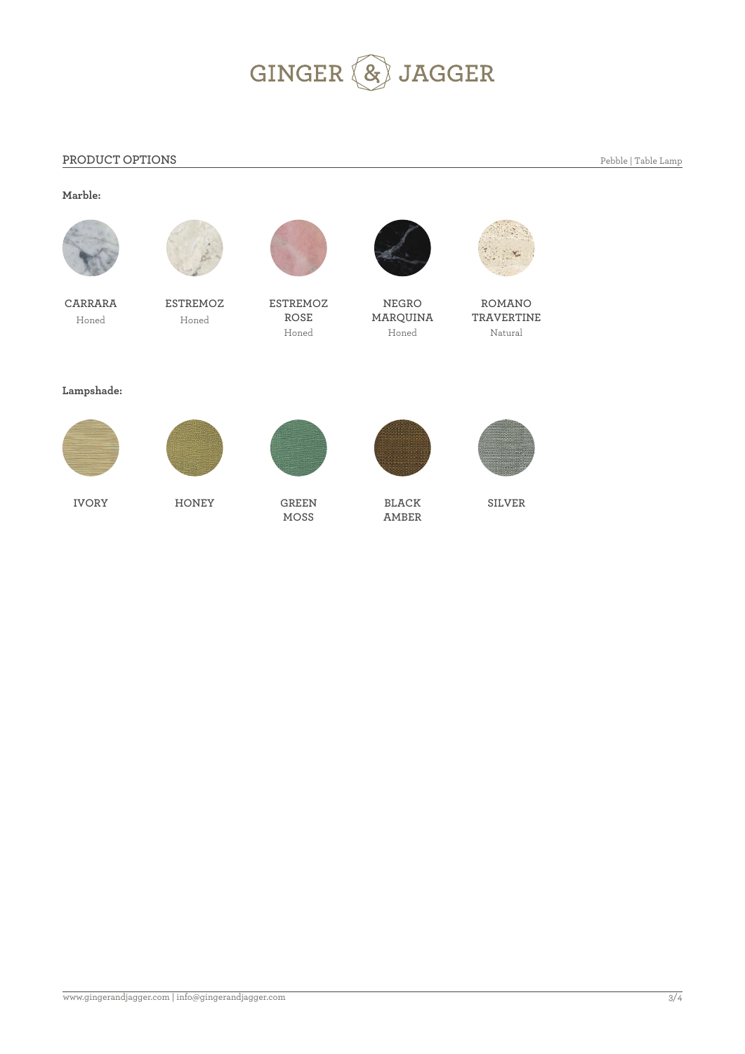# GINGER & JAGGER

## PRODUCT OPTIONS

Pebble | Table Lamp

**Marble:**

CARRARA
Honed

ESTREMOZ
Honed

ESTREMOZ ROSE
Honed

NEGRO MARQUINA
Honed

ROMANO TRAVERTINE
Natural

**Lampshade:**

IVORY

HONEY

GREEN MOSS

BLACK AMBER

SILVER

www.gingerandjagger.com | info@gingerandjagger.com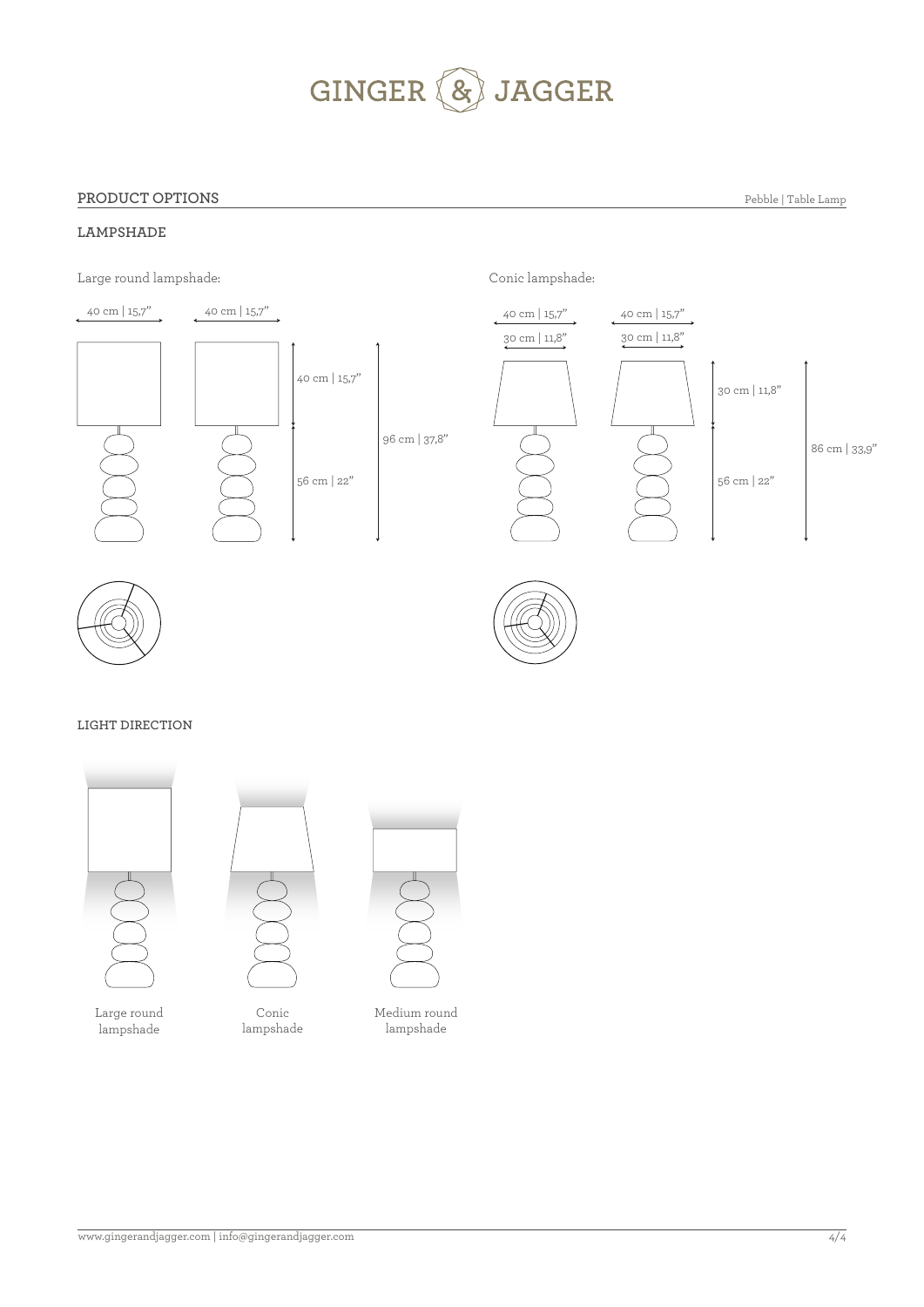## PRODUCT OPTIONS

Pebble | Table Lamp

### LAMPSHADE

Large round lampshade:

40 cm | 15,7"

40 cm | 15,7"

40 cm | 15,7"

56 cm | 22"

96 cm | 37,8"

Conic lampshade:

40 cm | 15,7"

30 cm | 11,8"

40 cm | 15,7"

30 cm | 11,8"

30 cm | 11,8"

56 cm | 22"

86 cm | 33,9"

### LIGHT DIRECTION

Large round lampshade

Conic lampshade

Medium round lampshade

www.gingerandjagger.com | info@gingerandjagger.com